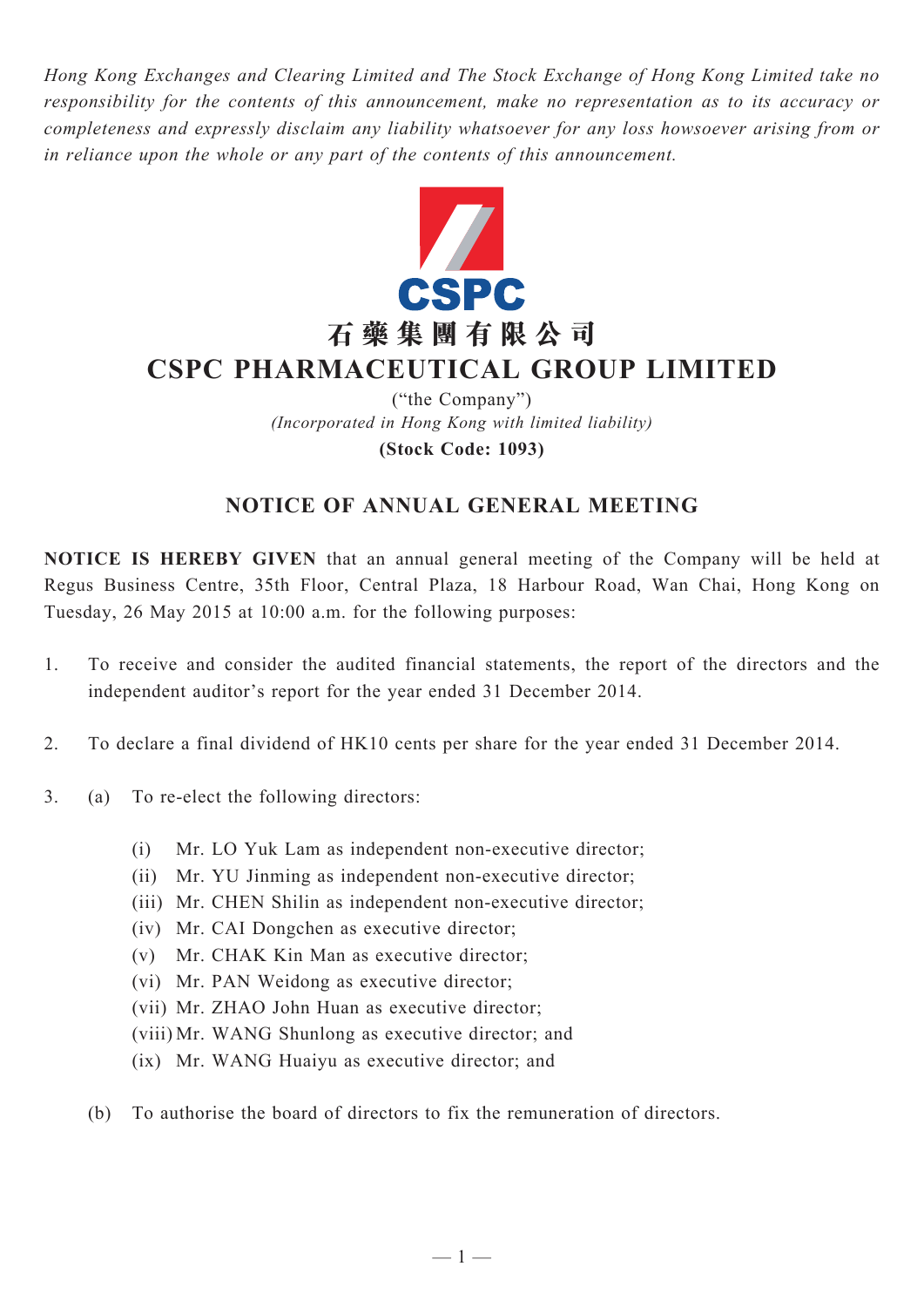*Hong Kong Exchanges and Clearing Limited and The Stock Exchange of Hong Kong Limited take no responsibility for the contents of this announcement, make no representation as to its accuracy or completeness and expressly disclaim any liability whatsoever for any loss howsoever arising from or in reliance upon the whole or any part of the contents of this announcement.*

CSPC

# 石藥集團有限公司
# CSPC PHARMACEUTICAL GROUP LIMITED

("the Company")
*(Incorporated in Hong Kong with limited liability)*
**(Stock Code: 1093)**

## NOTICE OF ANNUAL GENERAL MEETING

**NOTICE IS HEREBY GIVEN** that an annual general meeting of the Company will be held at Regus Business Centre, 35th Floor, Central Plaza, 18 Harbour Road, Wan Chai, Hong Kong on Tuesday, 26 May 2015 at 10:00 a.m. for the following purposes:

1. To receive and consider the audited financial statements, the report of the directors and the independent auditor's report for the year ended 31 December 2014.

2. To declare a final dividend of HK10 cents per share for the year ended 31 December 2014.

3. (a) To re-elect the following directors:

   (i) Mr. LO Yuk Lam as independent non-executive director;
   (ii) Mr. YU Jinming as independent non-executive director;
   (iii) Mr. CHEN Shilin as independent non-executive director;
   (iv) Mr. CAI Dongchen as executive director;
   (v) Mr. CHAK Kin Man as executive director;
   (vi) Mr. PAN Weidong as executive director;
   (vii) Mr. ZHAO John Huan as executive director;
   (viii) Mr. WANG Shunlong as executive director; and
   (ix) Mr. WANG Huaiyu as executive director; and

   (b) To authorise the board of directors to fix the remuneration of directors.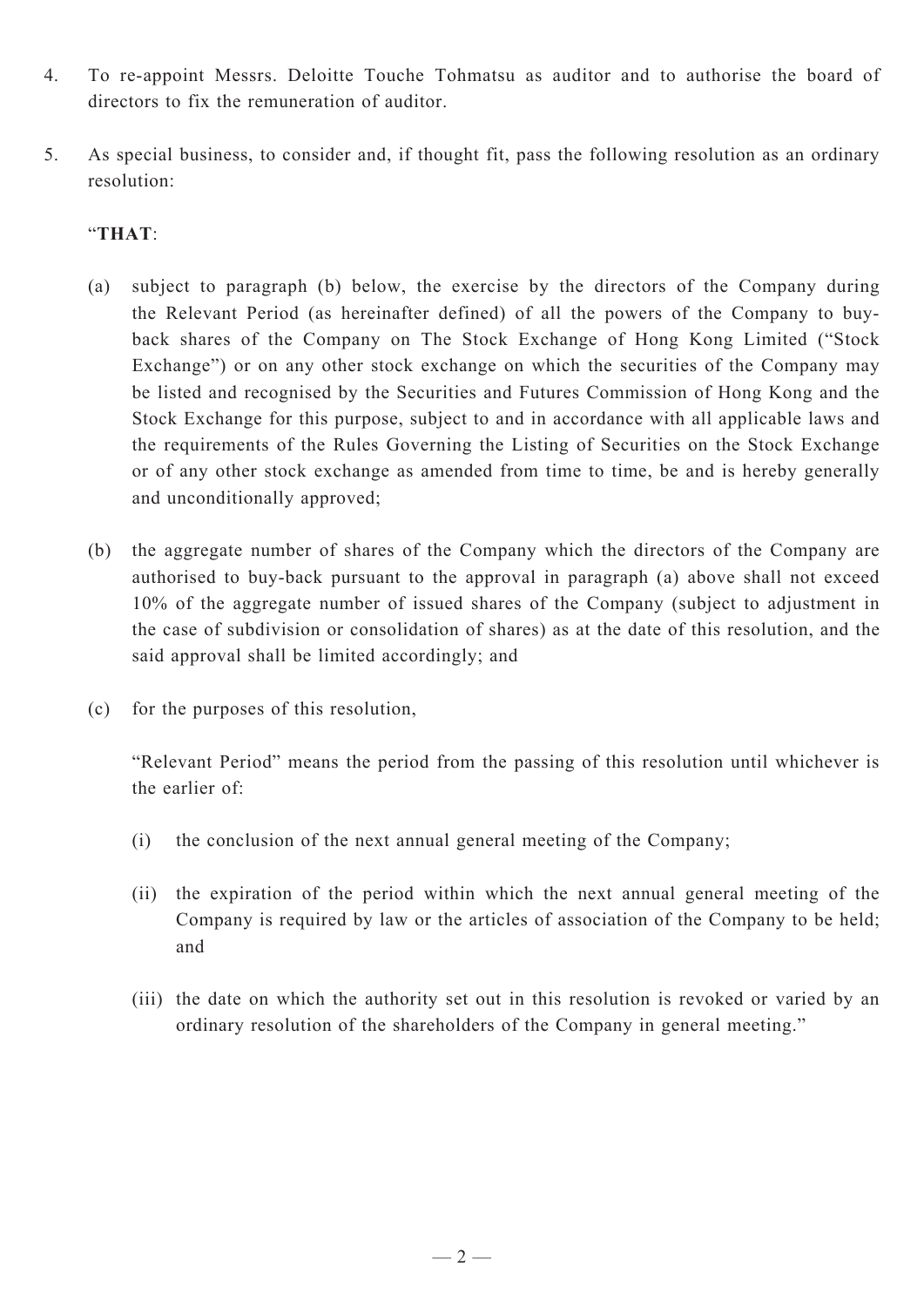4. To re-appoint Messrs. Deloitte Touche Tohmatsu as auditor and to authorise the board of directors to fix the remuneration of auditor.

5. As special business, to consider and, if thought fit, pass the following resolution as an ordinary resolution:

   "**THAT**:

   (a) subject to paragraph (b) below, the exercise by the directors of the Company during the Relevant Period (as hereinafter defined) of all the powers of the Company to buy-back shares of the Company on The Stock Exchange of Hong Kong Limited ("Stock Exchange") or on any other stock exchange on which the securities of the Company may be listed and recognised by the Securities and Futures Commission of Hong Kong and the Stock Exchange for this purpose, subject to and in accordance with all applicable laws and the requirements of the Rules Governing the Listing of Securities on the Stock Exchange or of any other stock exchange as amended from time to time, be and is hereby generally and unconditionally approved;

   (b) the aggregate number of shares of the Company which the directors of the Company are authorised to buy-back pursuant to the approval in paragraph (a) above shall not exceed 10% of the aggregate number of issued shares of the Company (subject to adjustment in the case of subdivision or consolidation of shares) as at the date of this resolution, and the said approval shall be limited accordingly; and

   (c) for the purposes of this resolution,

   "Relevant Period" means the period from the passing of this resolution until whichever is the earlier of:

   (i) the conclusion of the next annual general meeting of the Company;

   (ii) the expiration of the period within which the next annual general meeting of the Company is required by law or the articles of association of the Company to be held; and

   (iii) the date on which the authority set out in this resolution is revoked or varied by an ordinary resolution of the shareholders of the Company in general meeting."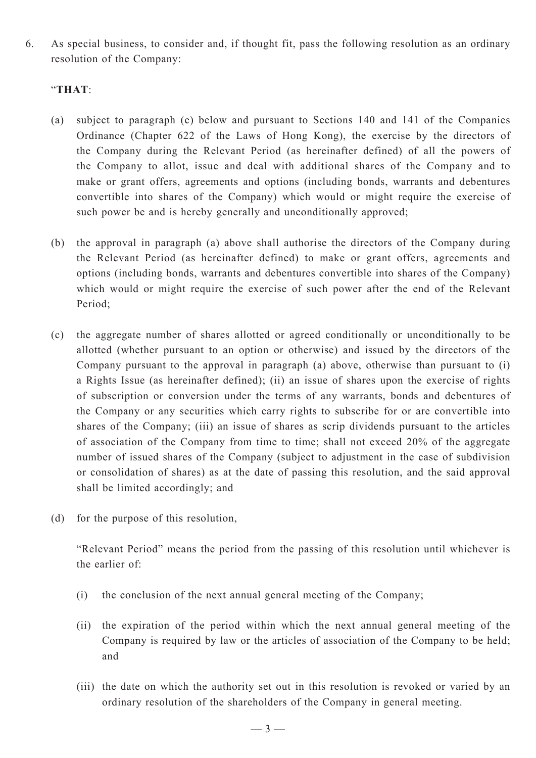6. As special business, to consider and, if thought fit, pass the following resolution as an ordinary resolution of the Company:

"**THAT**:

(a) subject to paragraph (c) below and pursuant to Sections 140 and 141 of the Companies Ordinance (Chapter 622 of the Laws of Hong Kong), the exercise by the directors of the Company during the Relevant Period (as hereinafter defined) of all the powers of the Company to allot, issue and deal with additional shares of the Company and to make or grant offers, agreements and options (including bonds, warrants and debentures convertible into shares of the Company) which would or might require the exercise of such power be and is hereby generally and unconditionally approved;

(b) the approval in paragraph (a) above shall authorise the directors of the Company during the Relevant Period (as hereinafter defined) to make or grant offers, agreements and options (including bonds, warrants and debentures convertible into shares of the Company) which would or might require the exercise of such power after the end of the Relevant Period;

(c) the aggregate number of shares allotted or agreed conditionally or unconditionally to be allotted (whether pursuant to an option or otherwise) and issued by the directors of the Company pursuant to the approval in paragraph (a) above, otherwise than pursuant to (i) a Rights Issue (as hereinafter defined); (ii) an issue of shares upon the exercise of rights of subscription or conversion under the terms of any warrants, bonds and debentures of the Company or any securities which carry rights to subscribe for or are convertible into shares of the Company; (iii) an issue of shares as scrip dividends pursuant to the articles of association of the Company from time to time; shall not exceed 20% of the aggregate number of issued shares of the Company (subject to adjustment in the case of subdivision or consolidation of shares) as at the date of passing this resolution, and the said approval shall be limited accordingly; and

(d) for the purpose of this resolution,

"Relevant Period" means the period from the passing of this resolution until whichever is the earlier of:

(i) the conclusion of the next annual general meeting of the Company;

(ii) the expiration of the period within which the next annual general meeting of the Company is required by law or the articles of association of the Company to be held; and

(iii) the date on which the authority set out in this resolution is revoked or varied by an ordinary resolution of the shareholders of the Company in general meeting.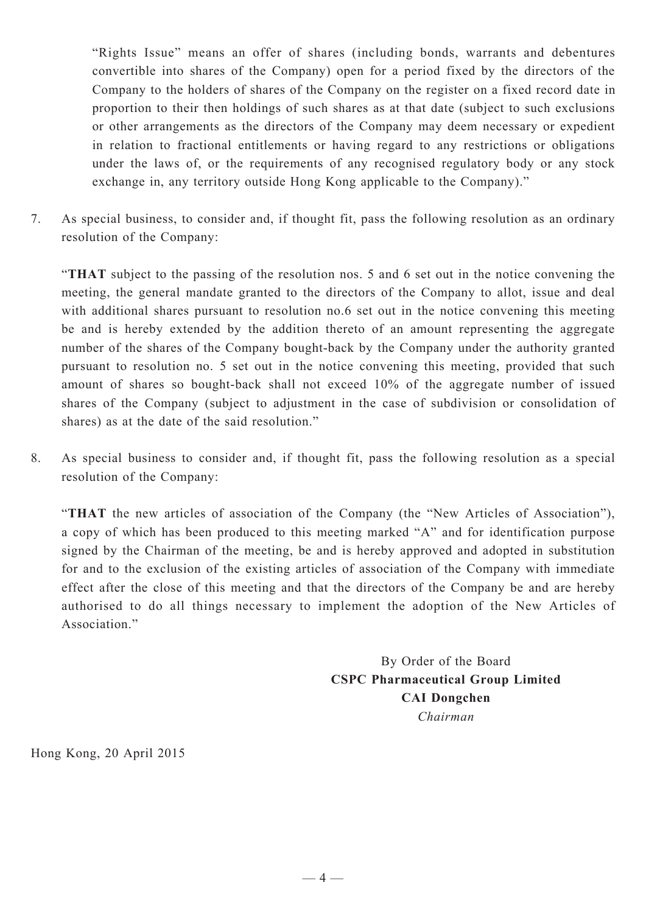"Rights Issue" means an offer of shares (including bonds, warrants and debentures convertible into shares of the Company) open for a period fixed by the directors of the Company to the holders of shares of the Company on the register on a fixed record date in proportion to their then holdings of such shares as at that date (subject to such exclusions or other arrangements as the directors of the Company may deem necessary or expedient in relation to fractional entitlements or having regard to any restrictions or obligations under the laws of, or the requirements of any recognised regulatory body or any stock exchange in, any territory outside Hong Kong applicable to the Company)."

7. As special business, to consider and, if thought fit, pass the following resolution as an ordinary resolution of the Company:

   "**THAT** subject to the passing of the resolution nos. 5 and 6 set out in the notice convening the meeting, the general mandate granted to the directors of the Company to allot, issue and deal with additional shares pursuant to resolution no.6 set out in the notice convening this meeting be and is hereby extended by the addition thereto of an amount representing the aggregate number of the shares of the Company bought-back by the Company under the authority granted pursuant to resolution no. 5 set out in the notice convening this meeting, provided that such amount of shares so bought-back shall not exceed 10% of the aggregate number of issued shares of the Company (subject to adjustment in the case of subdivision or consolidation of shares) as at the date of the said resolution."

8. As special business to consider and, if thought fit, pass the following resolution as a special resolution of the Company:

   "**THAT** the new articles of association of the Company (the "New Articles of Association"), a copy of which has been produced to this meeting marked "A" and for identification purpose signed by the Chairman of the meeting, be and is hereby approved and adopted in substitution for and to the exclusion of the existing articles of association of the Company with immediate effect after the close of this meeting and that the directors of the Company be and are hereby authorised to do all things necessary to implement the adoption of the New Articles of Association."

By Order of the Board
**CSPC Pharmaceutical Group Limited**
**CAI Dongchen**
*Chairman*

Hong Kong, 20 April 2015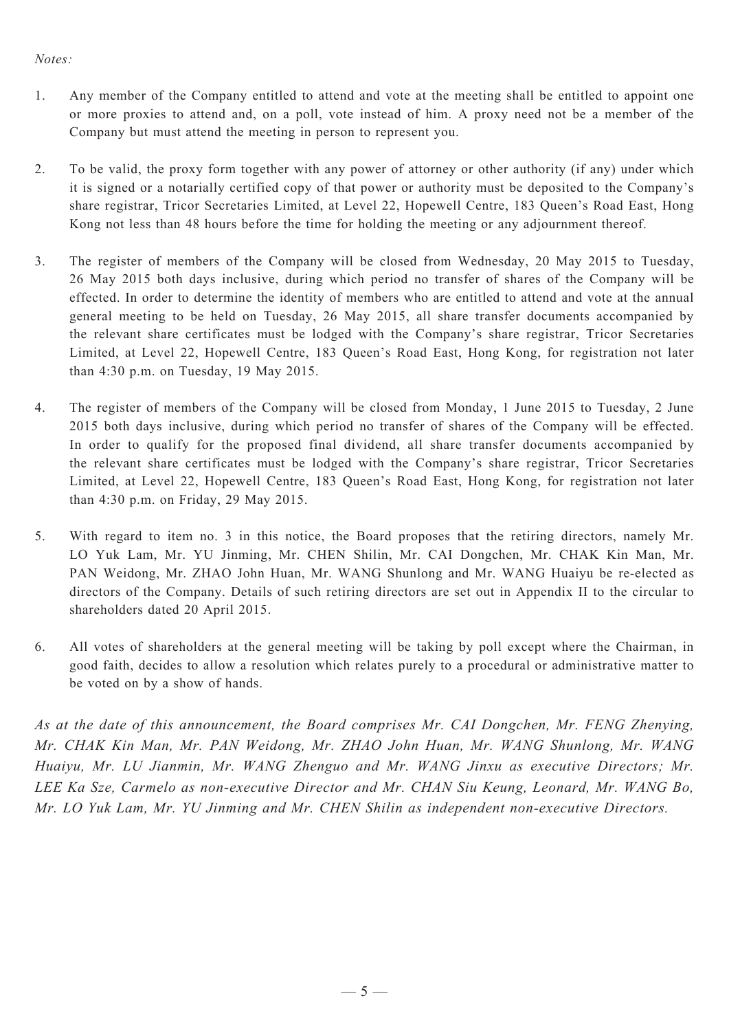*Notes:*

1. Any member of the Company entitled to attend and vote at the meeting shall be entitled to appoint one or more proxies to attend and, on a poll, vote instead of him. A proxy need not be a member of the Company but must attend the meeting in person to represent you.

2. To be valid, the proxy form together with any power of attorney or other authority (if any) under which it is signed or a notarially certified copy of that power or authority must be deposited to the Company's share registrar, Tricor Secretaries Limited, at Level 22, Hopewell Centre, 183 Queen's Road East, Hong Kong not less than 48 hours before the time for holding the meeting or any adjournment thereof.

3. The register of members of the Company will be closed from Wednesday, 20 May 2015 to Tuesday, 26 May 2015 both days inclusive, during which period no transfer of shares of the Company will be effected. In order to determine the identity of members who are entitled to attend and vote at the annual general meeting to be held on Tuesday, 26 May 2015, all share transfer documents accompanied by the relevant share certificates must be lodged with the Company's share registrar, Tricor Secretaries Limited, at Level 22, Hopewell Centre, 183 Queen's Road East, Hong Kong, for registration not later than 4:30 p.m. on Tuesday, 19 May 2015.

4. The register of members of the Company will be closed from Monday, 1 June 2015 to Tuesday, 2 June 2015 both days inclusive, during which period no transfer of shares of the Company will be effected. In order to qualify for the proposed final dividend, all share transfer documents accompanied by the relevant share certificates must be lodged with the Company's share registrar, Tricor Secretaries Limited, at Level 22, Hopewell Centre, 183 Queen's Road East, Hong Kong, for registration not later than 4:30 p.m. on Friday, 29 May 2015.

5. With regard to item no. 3 in this notice, the Board proposes that the retiring directors, namely Mr. LO Yuk Lam, Mr. YU Jinming, Mr. CHEN Shilin, Mr. CAI Dongchen, Mr. CHAK Kin Man, Mr. PAN Weidong, Mr. ZHAO John Huan, Mr. WANG Shunlong and Mr. WANG Huaiyu be re-elected as directors of the Company. Details of such retiring directors are set out in Appendix II to the circular to shareholders dated 20 April 2015.

6. All votes of shareholders at the general meeting will be taking by poll except where the Chairman, in good faith, decides to allow a resolution which relates purely to a procedural or administrative matter to be voted on by a show of hands.

*As at the date of this announcement, the Board comprises Mr. CAI Dongchen, Mr. FENG Zhenying, Mr. CHAK Kin Man, Mr. PAN Weidong, Mr. ZHAO John Huan, Mr. WANG Shunlong, Mr. WANG Huaiyu, Mr. LU Jianmin, Mr. WANG Zhenguo and Mr. WANG Jinxu as executive Directors; Mr. LEE Ka Sze, Carmelo as non-executive Director and Mr. CHAN Siu Keung, Leonard, Mr. WANG Bo, Mr. LO Yuk Lam, Mr. YU Jinming and Mr. CHEN Shilin as independent non-executive Directors.*